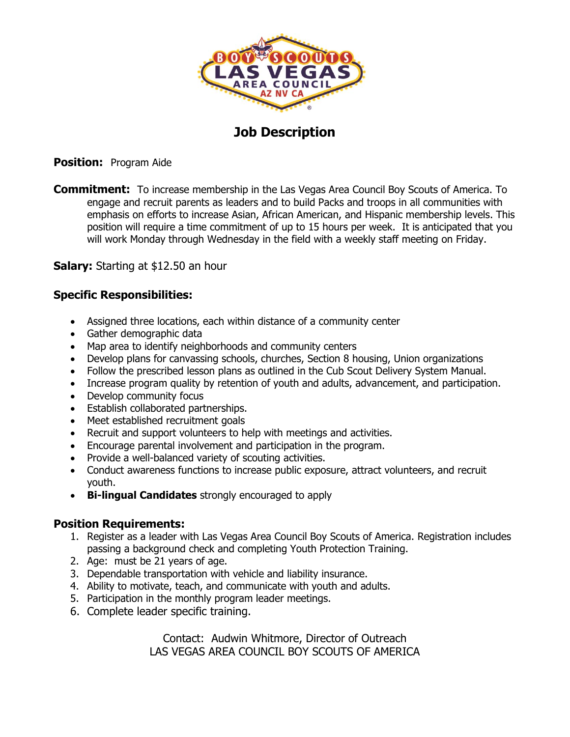# Job Description

**Position:** Program Aide

**Commitment:** To increase membership in the Las Vegas Area Council Boy Scouts of America. To engage and recruit parents as leaders and to build Packs and troops in all communities with emphasis on efforts to increase Asian, African American, and Hispanic membership levels. This position will require a time commitment of up to 15 hours per week. It is anticipated that you will work Monday through Wednesday in the field with a weekly staff meeting on Friday.

**Salary:** Starting at $12.50 an hour

## Specific Responsibilities:

- Assigned three locations, each within distance of a community center
- Gather demographic data
- Map area to identify neighborhoods and community centers
- Develop plans for canvassing schools, churches, Section 8 housing, Union organizations
- Follow the prescribed lesson plans as outlined in the Cub Scout Delivery System Manual.
- Increase program quality by retention of youth and adults, advancement, and participation.
- Develop community focus
- Establish collaborated partnerships.
- Meet established recruitment goals
- Recruit and support volunteers to help with meetings and activities.
- Encourage parental involvement and participation in the program.
- Provide a well-balanced variety of scouting activities.
- Conduct awareness functions to increase public exposure, attract volunteers, and recruit youth.
- **Bi-lingual Candidates** strongly encouraged to apply

## Position Requirements:

1. Register as a leader with Las Vegas Area Council Boy Scouts of America. Registration includes passing a background check and completing Youth Protection Training.
2. Age: must be 21 years of age.
3. Dependable transportation with vehicle and liability insurance.
4. Ability to motivate, teach, and communicate with youth and adults.
5. Participation in the monthly program leader meetings.
6. Complete leader specific training.

Contact: Audwin Whitmore, Director of Outreach
LAS VEGAS AREA COUNCIL BOY SCOUTS OF AMERICA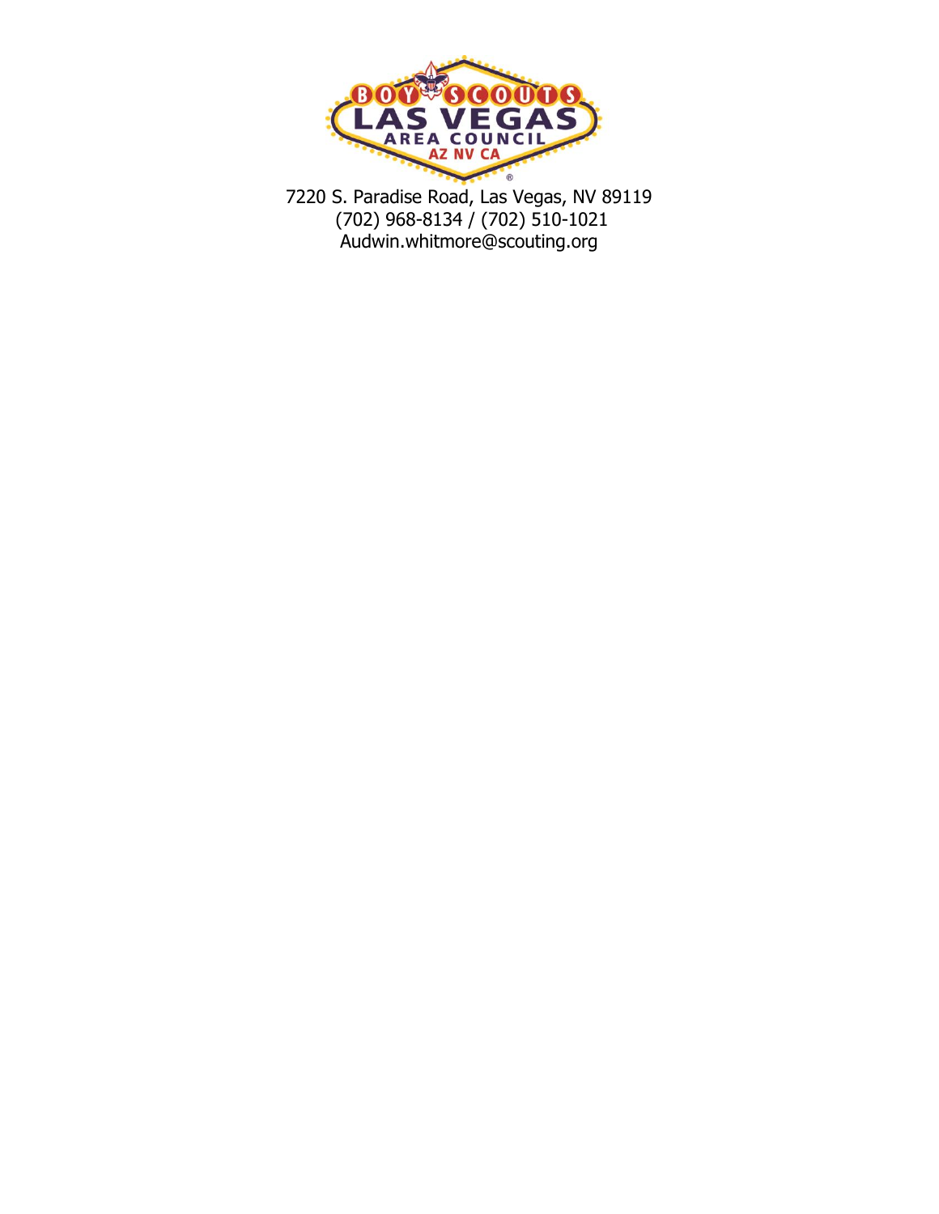7220 S. Paradise Road, Las Vegas, NV 89119
(702) 968-8134 / (702) 510-1021
Audwin.whitmore@scouting.org